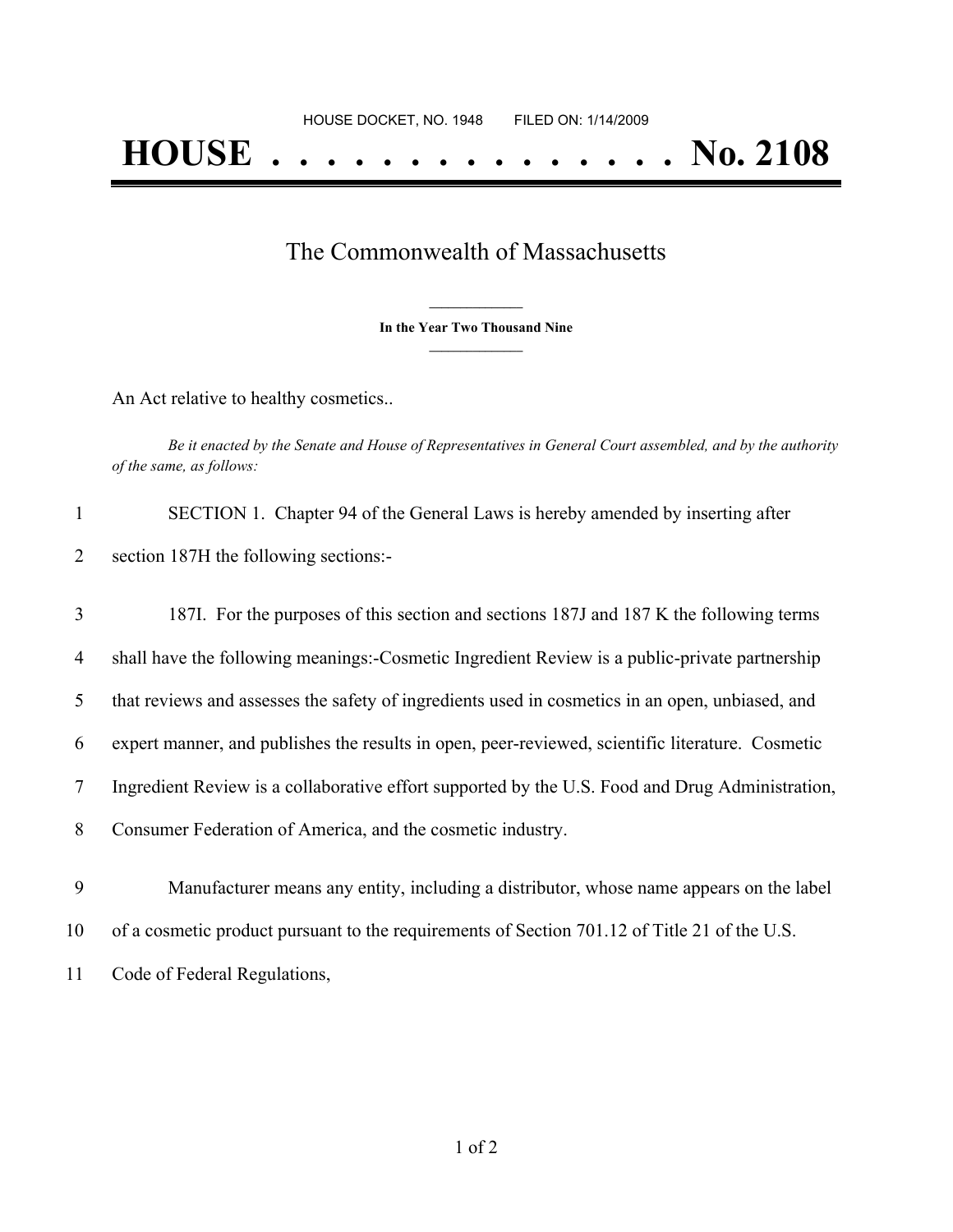HOUSE DOCKET, NO. 1948 FILED ON: 1/14/2009

# HOUSE . . . . . . . . . . . . . . . No. 2108

## The Commonwealth of Massachusetts

**In the Year Two Thousand Nine**

An Act relative to healthy cosmetics..

*Be it enacted by the Senate and House of Representatives in General Court assembled, and by the authority of the same, as follows:*

SECTION 1. Chapter 94 of the General Laws is hereby amended by inserting after section 187H the following sections:-

187I. For the purposes of this section and sections 187J and 187 K the following terms shall have the following meanings:-Cosmetic Ingredient Review is a public-private partnership that reviews and assesses the safety of ingredients used in cosmetics in an open, unbiased, and expert manner, and publishes the results in open, peer-reviewed, scientific literature. Cosmetic Ingredient Review is a collaborative effort supported by the U.S. Food and Drug Administration, Consumer Federation of America, and the cosmetic industry.

Manufacturer means any entity, including a distributor, whose name appears on the label of a cosmetic product pursuant to the requirements of Section 701.12 of Title 21 of the U.S. Code of Federal Regulations,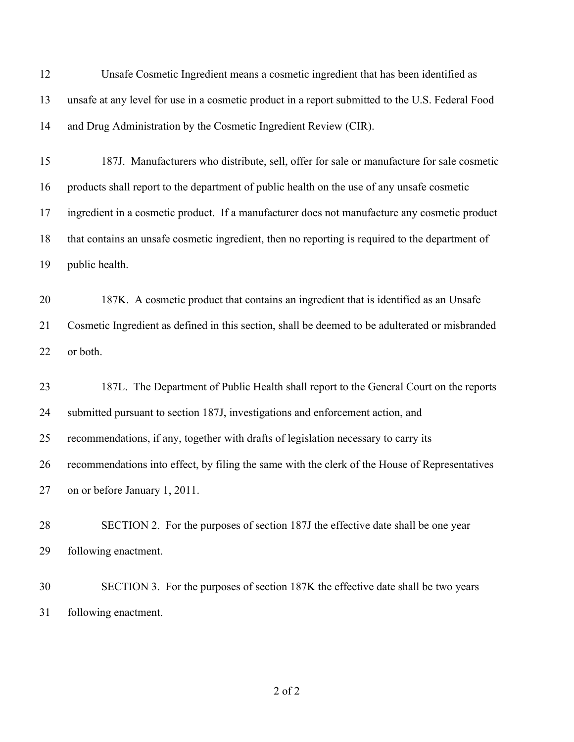Unsafe Cosmetic Ingredient means a cosmetic ingredient that has been identified as unsafe at any level for use in a cosmetic product in a report submitted to the U.S. Federal Food and Drug Administration by the Cosmetic Ingredient Review (CIR).

187J. Manufacturers who distribute, sell, offer for sale or manufacture for sale cosmetic products shall report to the department of public health on the use of any unsafe cosmetic ingredient in a cosmetic product. If a manufacturer does not manufacture any cosmetic product that contains an unsafe cosmetic ingredient, then no reporting is required to the department of public health.

187K. A cosmetic product that contains an ingredient that is identified as an Unsafe Cosmetic Ingredient as defined in this section, shall be deemed to be adulterated or misbranded or both.

187L. The Department of Public Health shall report to the General Court on the reports submitted pursuant to section 187J, investigations and enforcement action, and recommendations, if any, together with drafts of legislation necessary to carry its recommendations into effect, by filing the same with the clerk of the House of Representatives on or before January 1, 2011.

SECTION 2. For the purposes of section 187J the effective date shall be one year following enactment.

SECTION 3. For the purposes of section 187K the effective date shall be two years following enactment.